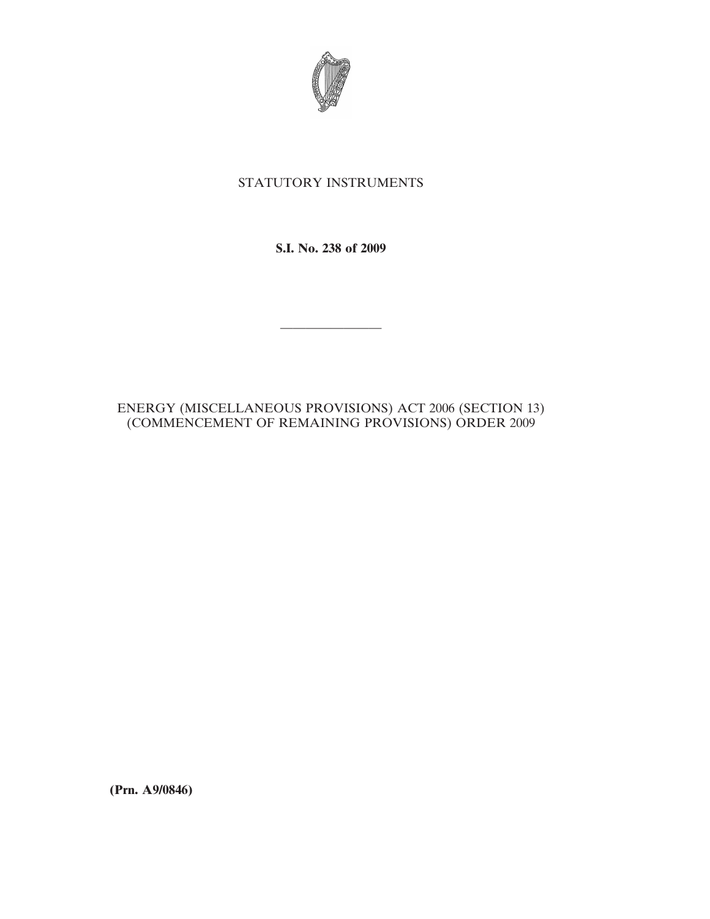STATUTORY INSTRUMENTS

**S.I. No. 238 of 2009**

---

ENERGY (MISCELLANEOUS PROVISIONS) ACT 2006 (SECTION 13) (COMMENCEMENT OF REMAINING PROVISIONS) ORDER 2009

**(Prn. A9/0846)**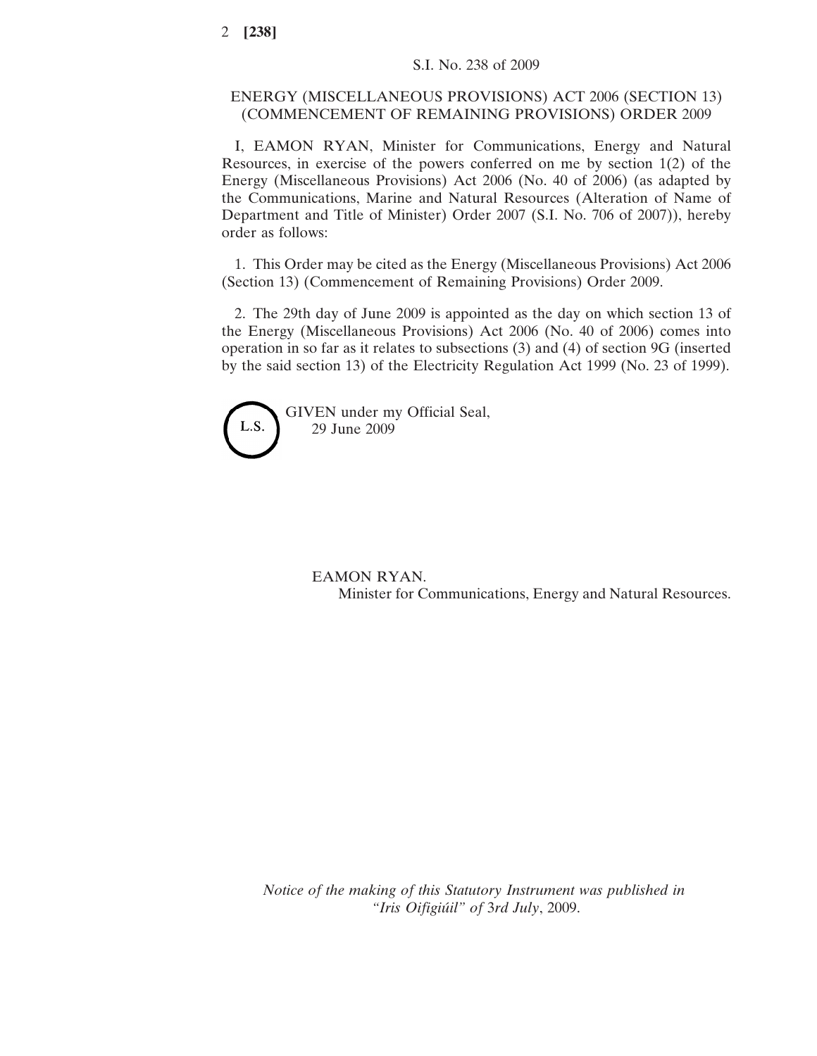S.I. No. 238 of 2009

# ENERGY (MISCELLANEOUS PROVISIONS) ACT 2006 (SECTION 13) (COMMENCEMENT OF REMAINING PROVISIONS) ORDER 2009

I, EAMON RYAN, Minister for Communications, Energy and Natural Resources, in exercise of the powers conferred on me by section 1(2) of the Energy (Miscellaneous Provisions) Act 2006 (No. 40 of 2006) (as adapted by the Communications, Marine and Natural Resources (Alteration of Name of Department and Title of Minister) Order 2007 (S.I. No. 706 of 2007)), hereby order as follows:

1. This Order may be cited as the Energy (Miscellaneous Provisions) Act 2006 (Section 13) (Commencement of Remaining Provisions) Order 2009.

2. The 29th day of June 2009 is appointed as the day on which section 13 of the Energy (Miscellaneous Provisions) Act 2006 (No. 40 of 2006) comes into operation in so far as it relates to subsections (3) and (4) of section 9G (inserted by the said section 13) of the Electricity Regulation Act 1999 (No. 23 of 1999).

L.S.

GIVEN under my Official Seal,
29 June 2009

EAMON RYAN.
Minister for Communications, Energy and Natural Resources.

*Notice of the making of this Statutory Instrument was published in "Iris Oifigiúil" of* 3rd *July*, 2009.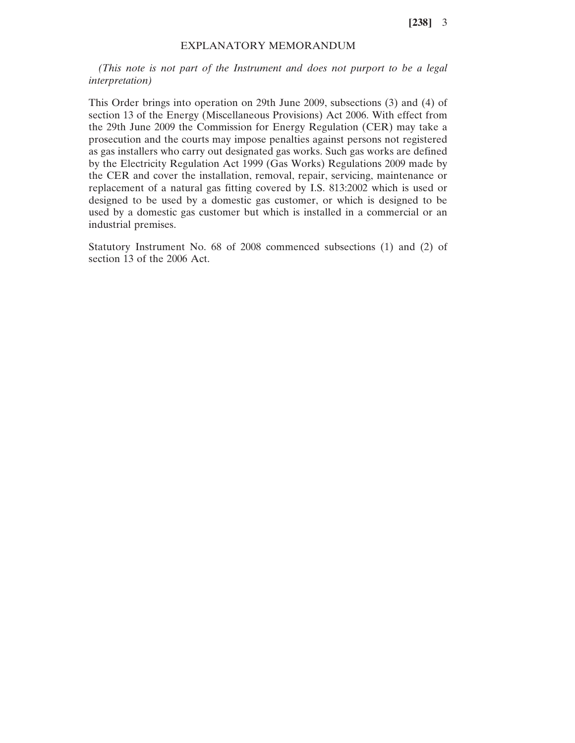# EXPLANATORY MEMORANDUM

*(This note is not part of the Instrument and does not purport to be a legal interpretation)*

This Order brings into operation on 29th June 2009, subsections (3) and (4) of section 13 of the Energy (Miscellaneous Provisions) Act 2006. With effect from the 29th June 2009 the Commission for Energy Regulation (CER) may take a prosecution and the courts may impose penalties against persons not registered as gas installers who carry out designated gas works. Such gas works are defined by the Electricity Regulation Act 1999 (Gas Works) Regulations 2009 made by the CER and cover the installation, removal, repair, servicing, maintenance or replacement of a natural gas fitting covered by I.S. 813:2002 which is used or designed to be used by a domestic gas customer, or which is designed to be used by a domestic gas customer but which is installed in a commercial or an industrial premises.

Statutory Instrument No. 68 of 2008 commenced subsections (1) and (2) of section 13 of the 2006 Act.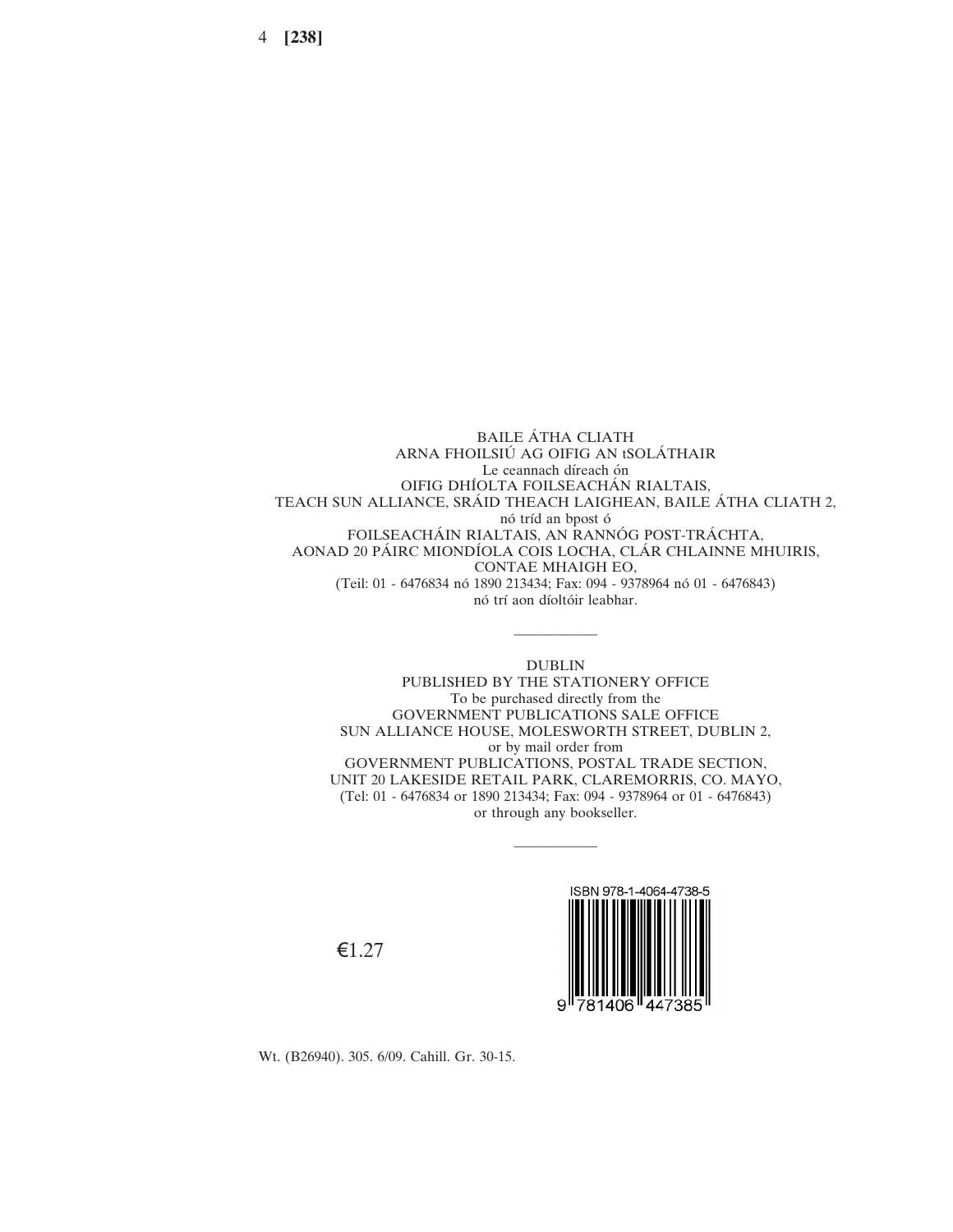BAILE ÁTHA CLIATH
ARNA FHOILSIÚ AG OIFIG AN tSOLÁTHAIR
Le ceannach díreach ón
OIFIG DHÍOLTA FOILSEACHÁN RIALTAIS,
TEACH SUN ALLIANCE, SRÁID THEACH LAIGHEAN, BAILE ÁTHA CLIATH 2,
nó tríd an bpost ó
FOILSEACHÁIN RIALTAIS, AN RANNÓG POST-TRÁCHTA,
AONAD 20 PÁIRC MIONDÍOLA COIS LOCHA, CLÁR CHLAINNE MHUIRIS,
CONTAE MHAIGH EO,
(Teil: 01 - 6476834 nó 1890 213434; Fax: 094 - 9378964 nó 01 - 6476843)
nó trí aon díoltóir leabhar.

---

DUBLIN
PUBLISHED BY THE STATIONERY OFFICE
To be purchased directly from the
GOVERNMENT PUBLICATIONS SALE OFFICE
SUN ALLIANCE HOUSE, MOLESWORTH STREET, DUBLIN 2,
or by mail order from
GOVERNMENT PUBLICATIONS, POSTAL TRADE SECTION,
UNIT 20 LAKESIDE RETAIL PARK, CLAREMORRIS, CO. MAYO,
(Tel: 01 - 6476834 or 1890 213434; Fax: 094 - 9378964 or 01 - 6476843)
or through any bookseller.

---

€1.27

ISBN 978-1-4064-4738-5

9 781406 447385

Wt. (B26940). 305. 6/09. Cahill. Gr. 30-15.